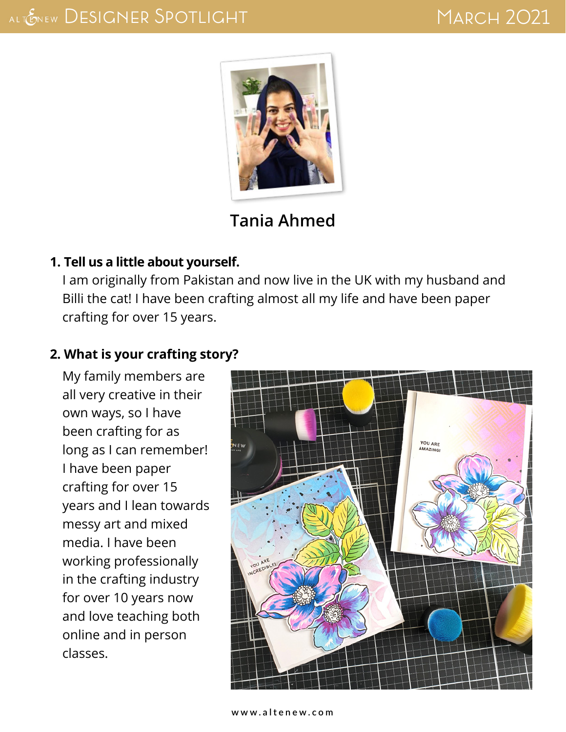# Designer Spotlight

## Tania Ahmed

**1. Tell us a little about yourself.**

I am originally from Pakistan and now live in the UK with my husband and Billi the cat! I have been crafting almost all my life and have been paper crafting for over 15 years.

**2. What is your crafting story?**

My family members are all very creative in their own ways, so I have been crafting for as long as I can remember! I have been paper crafting for over 15 years and I lean towards messy art and mixed media. I have been working professionally in the crafting industry for over 10 years now and love teaching both online and in person classes.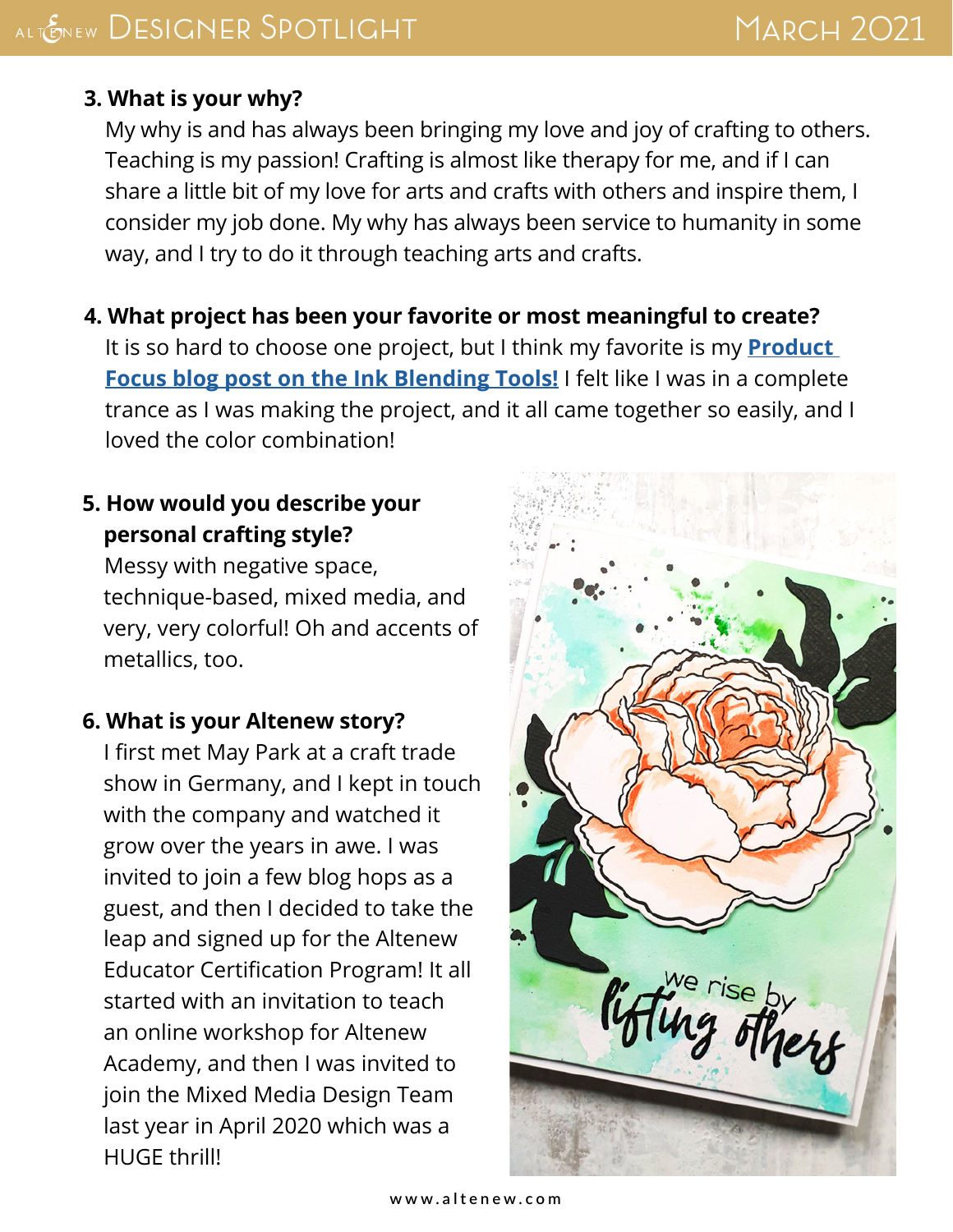**3. What is your why?**

My why is and has always been bringing my love and joy of crafting to others. Teaching is my passion! Crafting is almost like therapy for me, and if I can share a little bit of my love for arts and crafts with others and inspire them, I consider my job done. My why has always been service to humanity in some way, and I try to do it through teaching arts and crafts.

**4. What project has been your favorite or most meaningful to create?**

It is so hard to choose one project, but I think my favorite is my **Product Focus blog post on the Ink Blending Tools!** I felt like I was in a complete trance as I was making the project, and it all came together so easily, and I loved the color combination!

**5. How would you describe your personal crafting style?**

Messy with negative space, technique-based, mixed media, and very, very colorful! Oh and accents of metallics, too.

**6. What is your Altenew story?**

I first met May Park at a craft trade show in Germany, and I kept in touch with the company and watched it grow over the years in awe. I was invited to join a few blog hops as a guest, and then I decided to take the leap and signed up for the Altenew Educator Certification Program! It all started with an invitation to teach an online workshop for Altenew Academy, and then I was invited to join the Mixed Media Design Team last year in April 2020 which was a HUGE thrill!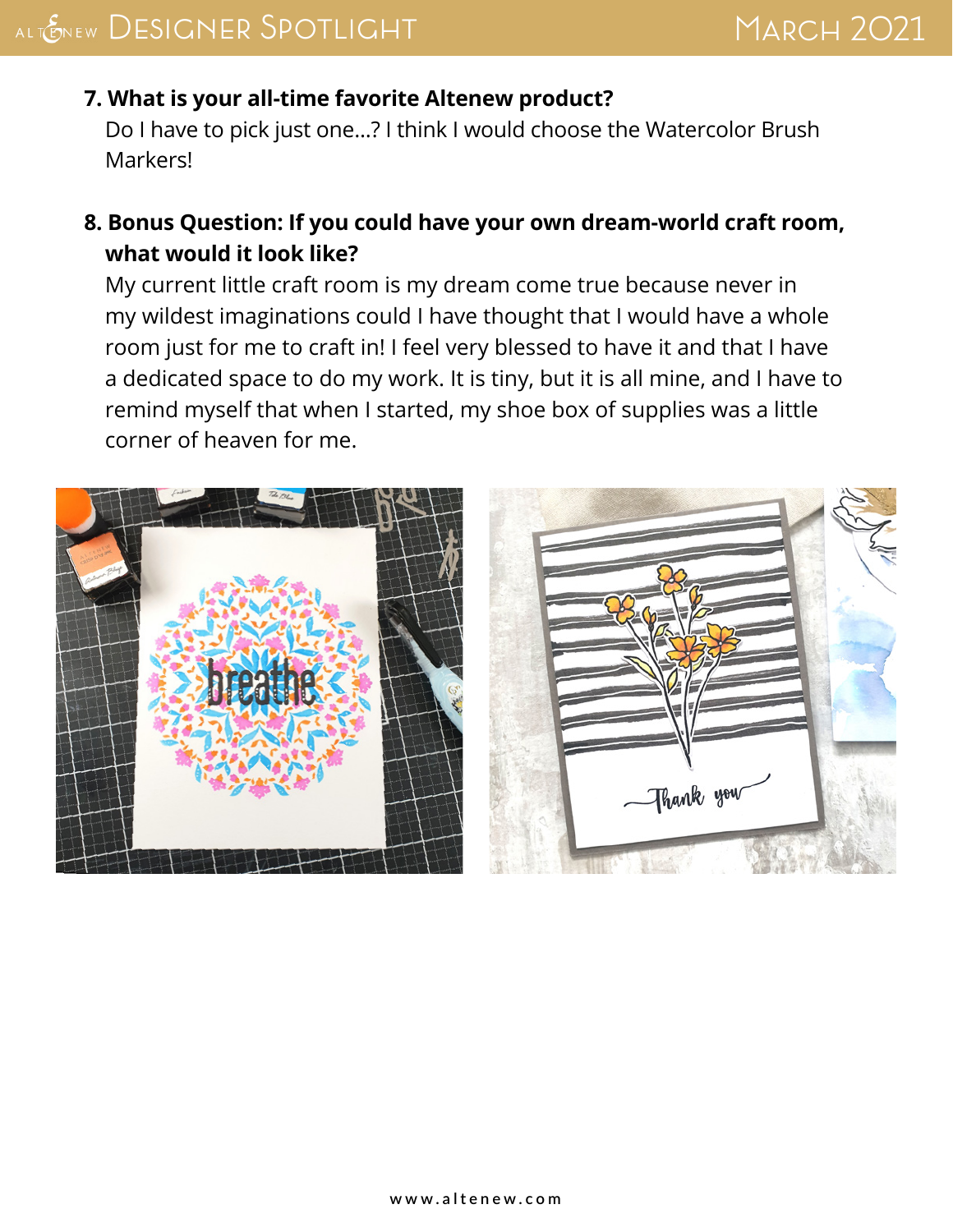**7. What is your all-time favorite Altenew product?**

Do I have to pick just one...? I think I would choose the Watercolor Brush Markers!

**8. Bonus Question: If you could have your own dream-world craft room, what would it look like?**

My current little craft room is my dream come true because never in my wildest imaginations could I have thought that I would have a whole room just for me to craft in! I feel very blessed to have it and that I have a dedicated space to do my work. It is tiny, but it is all mine, and I have to remind myself that when I started, my shoe box of supplies was a little corner of heaven for me.